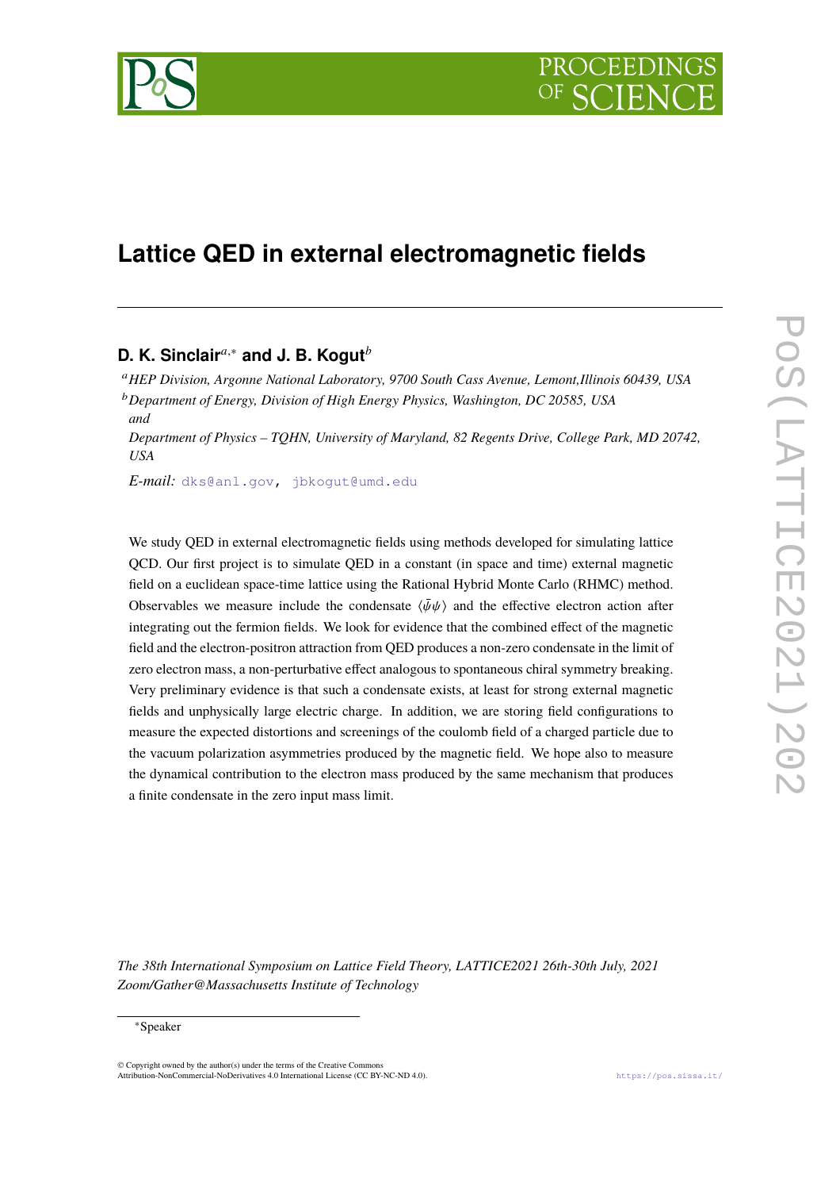# Lattice QED in external electromagnetic fields

**D. K. Sinclair**[a,*] **and J. B. Kogut**[b]

[a] *HEP Division, Argonne National Laboratory, 9700 South Cass Avenue, Lemont,Illinois 60439, USA*

[b] *Department of Energy, Division of High Energy Physics, Washington, DC 20585, USA*
*and*
*Department of Physics – TQHN, University of Maryland, 82 Regents Drive, College Park, MD 20742, USA*

*E-mail:* dks@anl.gov, jbkogut@umd.edu

We study QED in external electromagnetic fields using methods developed for simulating lattice QCD. Our first project is to simulate QED in a constant (in space and time) external magnetic field on a euclidean space-time lattice using the Rational Hybrid Monte Carlo (RHMC) method. Observables we measure include the condensate $\langle\bar{\psi}\psi\rangle$ and the effective electron action after integrating out the fermion fields. We look for evidence that the combined effect of the magnetic field and the electron-positron attraction from QED produces a non-zero condensate in the limit of zero electron mass, a non-perturbative effect analogous to spontaneous chiral symmetry breaking. Very preliminary evidence is that such a condensate exists, at least for strong external magnetic fields and unphysically large electric charge. In addition, we are storing field configurations to measure the expected distortions and screenings of the coulomb field of a charged particle due to the vacuum polarization asymmetries produced by the magnetic field. We hope also to measure the dynamical contribution to the electron mass produced by the same mechanism that produces a finite condensate in the zero input mass limit.

*The 38th International Symposium on Lattice Field Theory, LATTICE2021 26th-30th July, 2021*
*Zoom/Gather@Massachusetts Institute of Technology*

[*] Speaker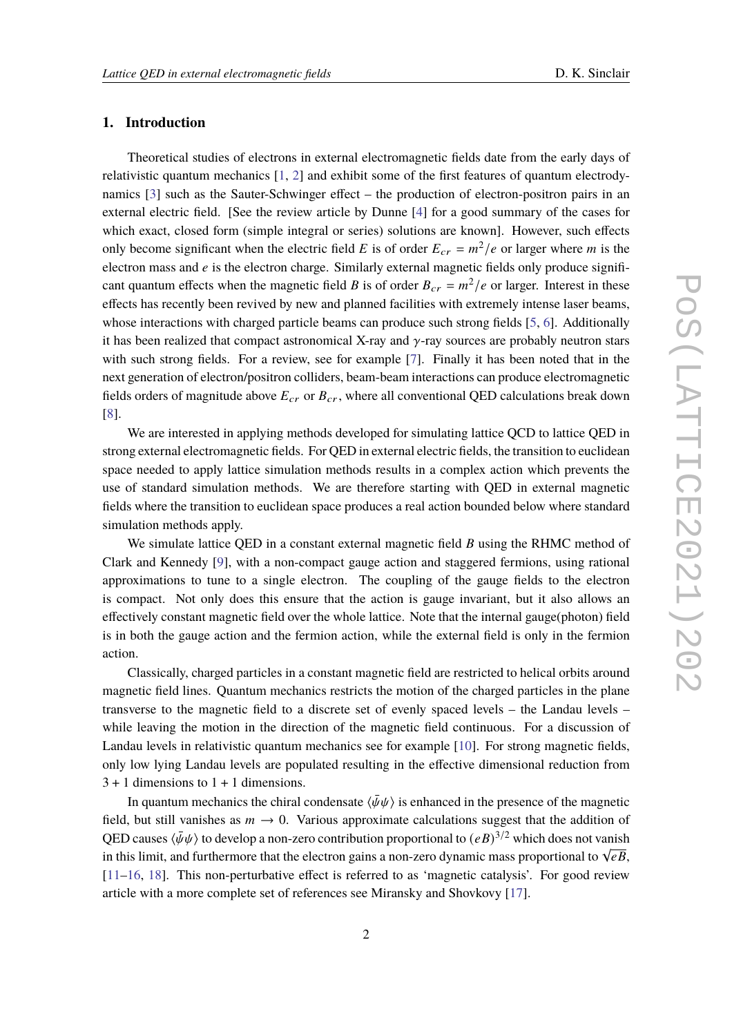## 1. Introduction

Theoretical studies of electrons in external electromagnetic fields date from the early days of relativistic quantum mechanics [1, 2] and exhibit some of the first features of quantum electrodynamics [3] such as the Sauter-Schwinger effect – the production of electron-positron pairs in an external electric field. [See the review article by Dunne [4] for a good summary of the cases for which exact, closed form (simple integral or series) solutions are known]. However, such effects only become significant when the electric field $E$ is of order $E_{cr} = m^2/e$ or larger where $m$ is the electron mass and $e$ is the electron charge. Similarly external magnetic fields only produce significant quantum effects when the magnetic field $B$ is of order $B_{cr} = m^2/e$ or larger. Interest in these effects has recently been revived by new and planned facilities with extremely intense laser beams, whose interactions with charged particle beams can produce such strong fields [5, 6]. Additionally it has been realized that compact astronomical X-ray and $\gamma$-ray sources are probably neutron stars with such strong fields. For a review, see for example [7]. Finally it has been noted that in the next generation of electron/positron colliders, beam-beam interactions can produce electromagnetic fields orders of magnitude above $E_{cr}$ or $B_{cr}$, where all conventional QED calculations break down [8].

We are interested in applying methods developed for simulating lattice QCD to lattice QED in strong external electromagnetic fields. For QED in external electric fields, the transition to euclidean space needed to apply lattice simulation methods results in a complex action which prevents the use of standard simulation methods. We are therefore starting with QED in external magnetic fields where the transition to euclidean space produces a real action bounded below where standard simulation methods apply.

We simulate lattice QED in a constant external magnetic field $B$ using the RHMC method of Clark and Kennedy [9], with a non-compact gauge action and staggered fermions, using rational approximations to tune to a single electron. The coupling of the gauge fields to the electron is compact. Not only does this ensure that the action is gauge invariant, but it also allows an effectively constant magnetic field over the whole lattice. Note that the internal gauge(photon) field is in both the gauge action and the fermion action, while the external field is only in the fermion action.

Classically, charged particles in a constant magnetic field are restricted to helical orbits around magnetic field lines. Quantum mechanics restricts the motion of the charged particles in the plane transverse to the magnetic field to a discrete set of evenly spaced levels – the Landau levels – while leaving the motion in the direction of the magnetic field continuous. For a discussion of Landau levels in relativistic quantum mechanics see for example [10]. For strong magnetic fields, only low lying Landau levels are populated resulting in the effective dimensional reduction from $3+1$ dimensions to $1+1$ dimensions.

In quantum mechanics the chiral condensate $\langle\bar{\psi}\psi\rangle$ is enhanced in the presence of the magnetic field, but still vanishes as $m \to 0$. Various approximate calculations suggest that the addition of QED causes $\langle\bar{\psi}\psi\rangle$ to develop a non-zero contribution proportional to $(eB)^{3/2}$ which does not vanish in this limit, and furthermore that the electron gains a non-zero dynamic mass proportional to $\sqrt{eB}$, [11–16, 18]. This non-perturbative effect is referred to as 'magnetic catalysis'. For good review article with a more complete set of references see Miransky and Shovkovy [17].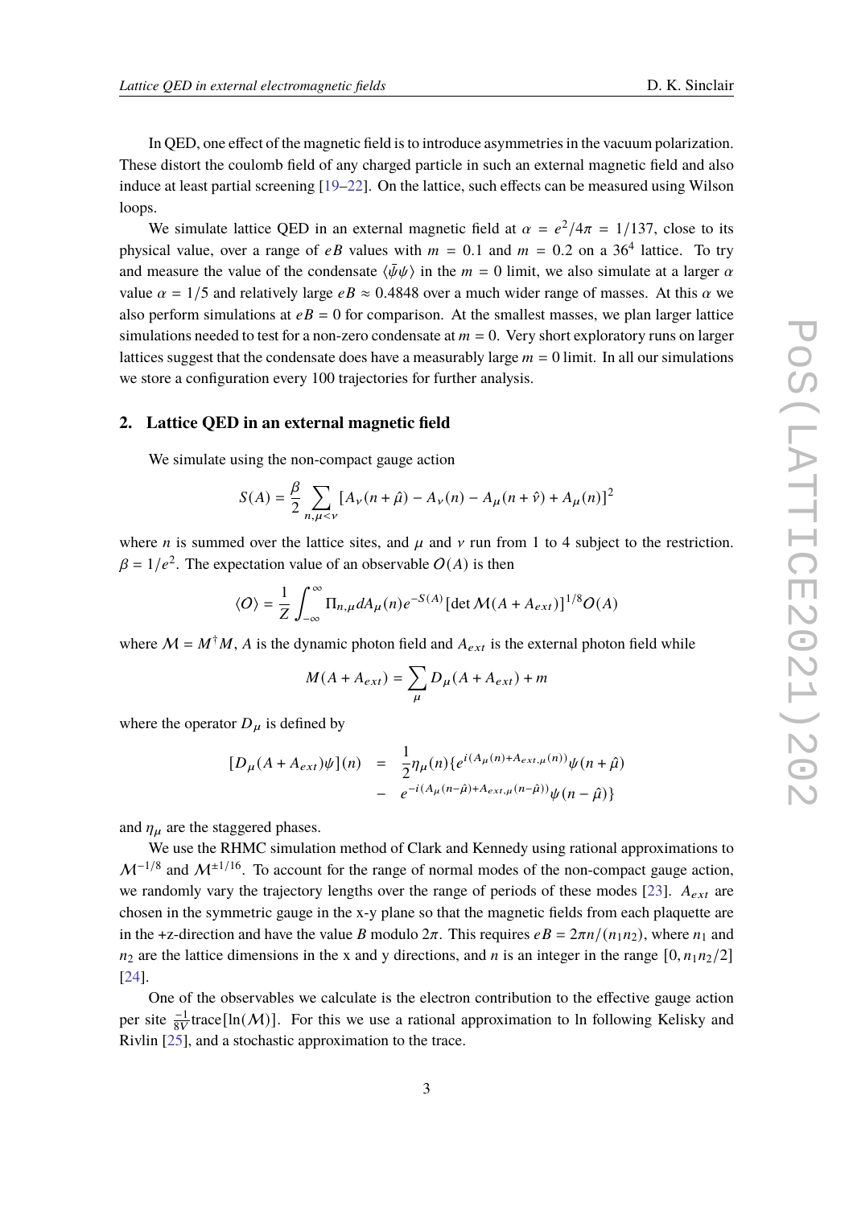In QED, one effect of the magnetic field is to introduce asymmetries in the vacuum polarization. These distort the coulomb field of any charged particle in such an external magnetic field and also induce at least partial screening [19–22]. On the lattice, such effects can be measured using Wilson loops.

We simulate lattice QED in an external magnetic field at $\alpha = e^2/4\pi = 1/137$, close to its physical value, over a range of $eB$ values with $m = 0.1$ and $m = 0.2$ on a $36^4$ lattice. To try and measure the value of the condensate $\langle\bar{\psi}\psi\rangle$ in the $m = 0$ limit, we also simulate at a larger $\alpha$ value $\alpha = 1/5$ and relatively large $eB \approx 0.4848$ over a much wider range of masses. At this $\alpha$ we also perform simulations at $eB = 0$ for comparison. At the smallest masses, we plan larger lattice simulations needed to test for a non-zero condensate at $m = 0$. Very short exploratory runs on larger lattices suggest that the condensate does have a measurably large $m = 0$ limit. In all our simulations we store a configuration every 100 trajectories for further analysis.

## 2. Lattice QED in an external magnetic field

We simulate using the non-compact gauge action

$$S(A) = \frac{\beta}{2}\sum_{n,\mu<\nu}\left[A_\nu(n+\hat{\mu}) - A_\nu(n) - A_\mu(n+\hat{\nu}) + A_\mu(n)\right]^2$$

where $n$ is summed over the lattice sites, and $\mu$ and $\nu$ run from 1 to 4 subject to the restriction. $\beta = 1/e^2$. The expectation value of an observable $O(A)$ is then

$$\langle O\rangle = \frac{1}{Z}\int_{-\infty}^{\infty}\Pi_{n,\mu}dA_\mu(n)e^{-S(A)}[\det\mathcal{M}(A+A_{ext})]^{1/8}O(A)$$

where $\mathcal{M} = M^\dagger M$, $A$ is the dynamic photon field and $A_{ext}$ is the external photon field while

$$M(A+A_{ext}) = \sum_\mu D_\mu(A+A_{ext}) + m$$

where the operator $D_\mu$ is defined by

$$\begin{aligned}[D_\mu(A+A_{ext})\psi](n) &= \frac{1}{2}\eta_\mu(n)\{e^{i(A_\mu(n)+A_{ext,\mu}(n))}\psi(n+\hat{\mu}) \\ &- e^{-i(A_\mu(n-\hat{\mu})+A_{ext,\mu}(n-\hat{\mu}))}\psi(n-\hat{\mu})\}\end{aligned}$$

and $\eta_\mu$ are the staggered phases.

We use the RHMC simulation method of Clark and Kennedy using rational approximations to $\mathcal{M}^{-1/8}$ and $\mathcal{M}^{\pm 1/16}$. To account for the range of normal modes of the non-compact gauge action, we randomly vary the trajectory lengths over the range of periods of these modes [23]. $A_{ext}$ are chosen in the symmetric gauge in the x-y plane so that the magnetic fields from each plaquette are in the +z-direction and have the value $B$ modulo $2\pi$. This requires $eB = 2\pi n/(n_1 n_2)$, where $n_1$ and $n_2$ are the lattice dimensions in the x and y directions, and $n$ is an integer in the range $[0, n_1 n_2/2]$ [24].

One of the observables we calculate is the electron contribution to the effective gauge action per site $\frac{-1}{8V}\mathrm{trace}[\ln(\mathcal{M})]$. For this we use a rational approximation to ln following Kelisky and Rivlin [25], and a stochastic approximation to the trace.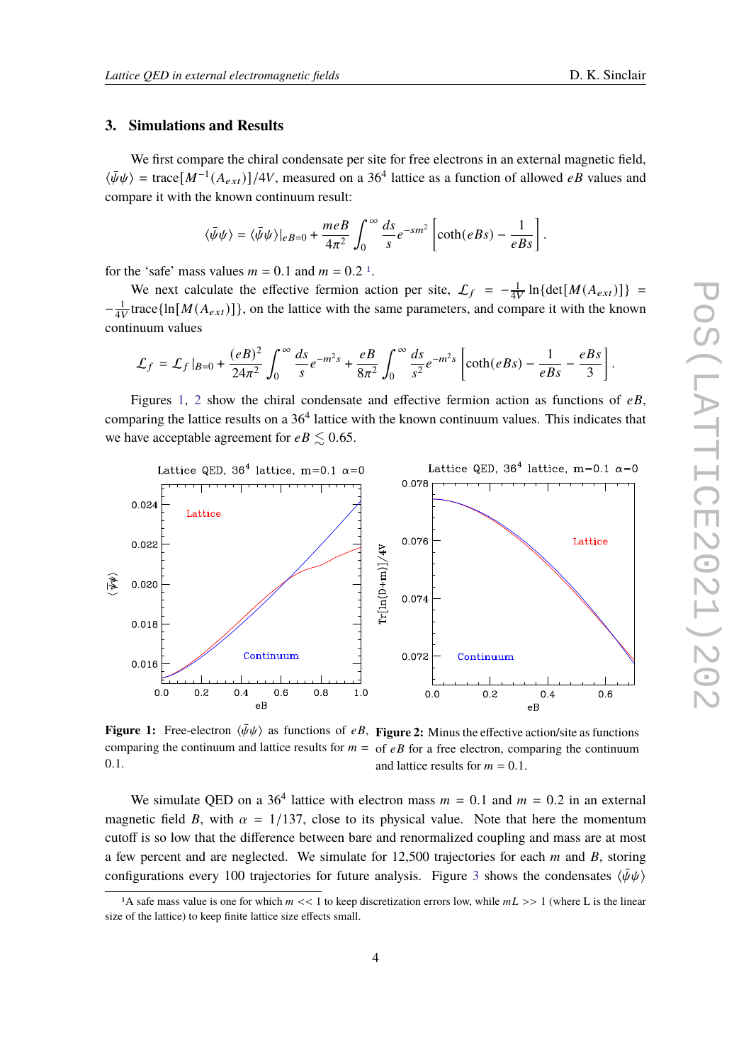## 3. Simulations and Results

We first compare the chiral condensate per site for free electrons in an external magnetic field, $\langle\bar{\psi}\psi\rangle = \mathrm{trace}[M^{-1}(A_{ext})]/4V$, measured on a $36^4$ lattice as a function of allowed $eB$ values and compare it with the known continuum result:

$$\langle\bar{\psi}\psi\rangle = \langle\bar{\psi}\psi\rangle|_{eB=0} + \frac{meB}{4\pi^2}\int_0^\infty \frac{ds}{s} e^{-sm^2}\left[\coth(eBs) - \frac{1}{eBs}\right].$$

for the 'safe' mass values $m = 0.1$ and $m = 0.2$ [1].

We next calculate the effective fermion action per site, $\mathcal{L}_f = -\frac{1}{4V}\ln\{\det[M(A_{ext})]\} = -\frac{1}{4V}\mathrm{trace}\{\ln[M(A_{ext})]\}$, on the lattice with the same parameters, and compare it with the known continuum values

$$\mathcal{L}_f = \mathcal{L}_f|_{B=0} + \frac{(eB)^2}{24\pi^2}\int_0^\infty \frac{ds}{s} e^{-m^2 s} + \frac{eB}{8\pi^2}\int_0^\infty \frac{ds}{s^2} e^{-m^2 s}\left[\coth(eBs) - \frac{1}{eBs} - \frac{eBs}{3}\right].$$

Figures 1, 2 show the chiral condensate and effective fermion action as functions of $eB$, comparing the lattice results on a $36^4$ lattice with the known continuum values. This indicates that we have acceptable agreement for $eB \lesssim 0.65$.

**Figure 1:** Free-electron $\langle\bar{\psi}\psi\rangle$ as functions of $eB$, comparing the continuum and lattice results for $m = 0.1$.

**Figure 2:** Minus the effective action/site as functions of $eB$ for a free electron, comparing the continuum and lattice results for $m = 0.1$.

We simulate QED on a $36^4$ lattice with electron mass $m = 0.1$ and $m = 0.2$ in an external magnetic field $B$, with $\alpha = 1/137$, close to its physical value. Note that here the momentum cutoff is so low that the difference between bare and renormalized coupling and mass are at most a few percent and are neglected. We simulate for 12,500 trajectories for each $m$ and $B$, storing configurations every 100 trajectories for future analysis. Figure 3 shows the condensates $\langle\bar{\psi}\psi\rangle$

[1] A safe mass value is one for which $m << 1$ to keep discretization errors low, while $mL >> 1$ (where L is the linear size of the lattice) to keep finite lattice size effects small.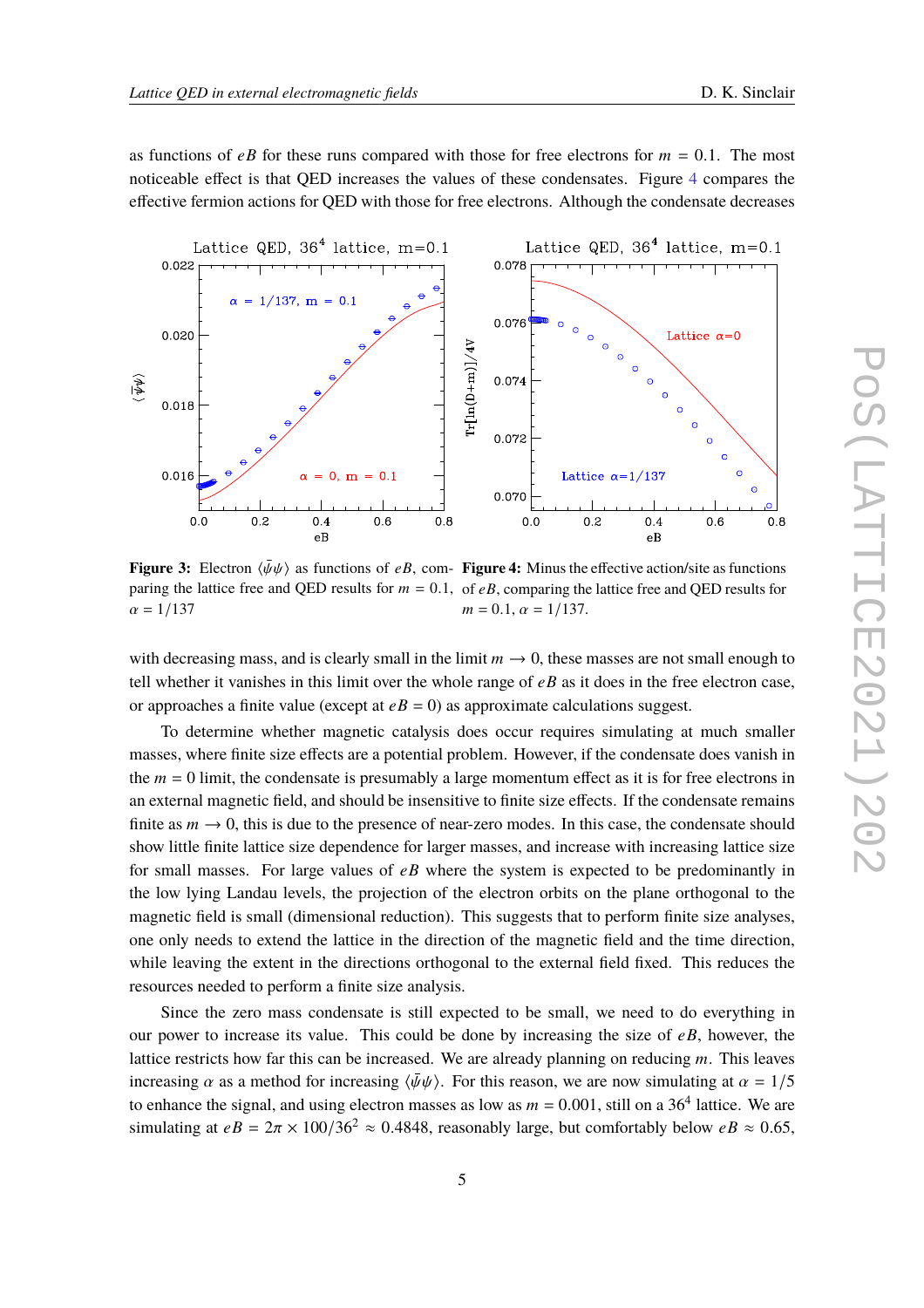as functions of $eB$ for these runs compared with those for free electrons for $m = 0.1$. The most noticeable effect is that QED increases the values of these condensates. Figure 4 compares the effective fermion actions for QED with those for free electrons. Although the condensate decreases

**Figure 3:** Electron $\langle\bar{\psi}\psi\rangle$ as functions of $eB$, comparing the lattice free and QED results for $m = 0.1$, $\alpha = 1/137$

**Figure 4:** Minus the effective action/site as functions of $eB$, comparing the lattice free and QED results for $m = 0.1$, $\alpha = 1/137$.

with decreasing mass, and is clearly small in the limit $m \to 0$, these masses are not small enough to tell whether it vanishes in this limit over the whole range of $eB$ as it does in the free electron case, or approaches a finite value (except at $eB = 0$) as approximate calculations suggest.

To determine whether magnetic catalysis does occur requires simulating at much smaller masses, where finite size effects are a potential problem. However, if the condensate does vanish in the $m = 0$ limit, the condensate is presumably a large momentum effect as it is for free electrons in an external magnetic field, and should be insensitive to finite size effects. If the condensate remains finite as $m \to 0$, this is due to the presence of near-zero modes. In this case, the condensate should show little finite lattice size dependence for larger masses, and increase with increasing lattice size for small masses. For large values of $eB$ where the system is expected to be predominantly in the low lying Landau levels, the projection of the electron orbits on the plane orthogonal to the magnetic field is small (dimensional reduction). This suggests that to perform finite size analyses, one only needs to extend the lattice in the direction of the magnetic field and the time direction, while leaving the extent in the directions orthogonal to the external field fixed. This reduces the resources needed to perform a finite size analysis.

Since the zero mass condensate is still expected to be small, we need to do everything in our power to increase its value. This could be done by increasing the size of $eB$, however, the lattice restricts how far this can be increased. We are already planning on reducing $m$. This leaves increasing $\alpha$ as a method for increasing $\langle\bar{\psi}\psi\rangle$. For this reason, we are now simulating at $\alpha = 1/5$ to enhance the signal, and using electron masses as low as $m = 0.001$, still on a $36^4$ lattice. We are simulating at $eB = 2\pi \times 100/36^2 \approx 0.4848$, reasonably large, but comfortably below $eB \approx 0.65$,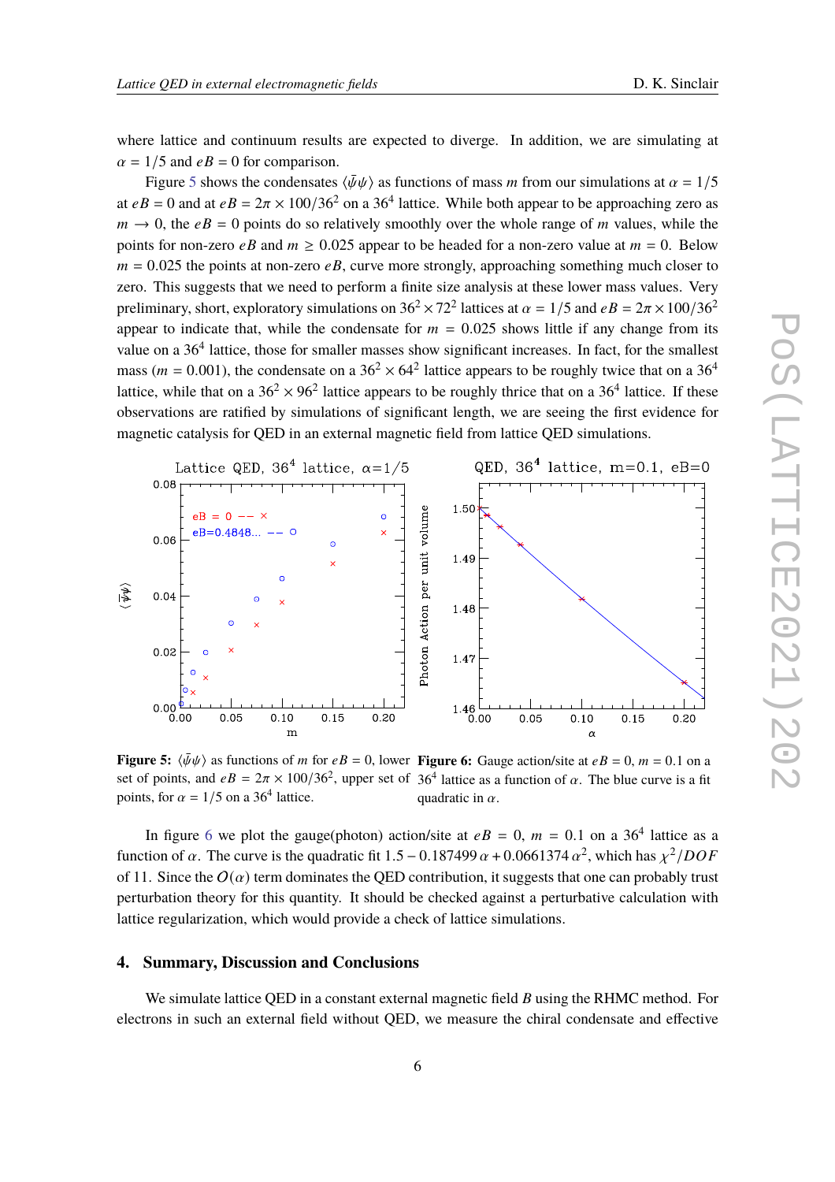where lattice and continuum results are expected to diverge. In addition, we are simulating at $\alpha = 1/5$ and $eB = 0$ for comparison.

Figure 5 shows the condensates $\langle\bar{\psi}\psi\rangle$ as functions of mass $m$ from our simulations at $\alpha = 1/5$ at $eB = 0$ and at $eB = 2\pi \times 100/36^2$ on a $36^4$ lattice. While both appear to be approaching zero as $m \to 0$, the $eB = 0$ points do so relatively smoothly over the whole range of $m$ values, while the points for non-zero $eB$ and $m \geq 0.025$ appear to be headed for a non-zero value at $m = 0$. Below $m = 0.025$ the points at non-zero $eB$, curve more strongly, approaching something much closer to zero. This suggests that we need to perform a finite size analysis at these lower mass values. Very preliminary, short, exploratory simulations on $36^2 \times 72^2$ lattices at $\alpha = 1/5$ and $eB = 2\pi \times 100/36^2$ appear to indicate that, while the condensate for $m = 0.025$ shows little if any change from its value on a $36^4$ lattice, those for smaller masses show significant increases. In fact, for the smallest mass ($m = 0.001$), the condensate on a $36^2 \times 64^2$ lattice appears to be roughly twice that on a $36^4$ lattice, while that on a $36^2 \times 96^2$ lattice appears to be roughly thrice that on a $36^4$ lattice. If these observations are ratified by simulations of significant length, we are seeing the first evidence for magnetic catalysis for QED in an external magnetic field from lattice QED simulations.

**Figure 5:** $\langle\bar{\psi}\psi\rangle$ as functions of $m$ for $eB = 0$, lower set of points, and $eB = 2\pi \times 100/36^2$, upper set of points, for $\alpha = 1/5$ on a $36^4$ lattice.

**Figure 6:** Gauge action/site at $eB = 0$, $m = 0.1$ on a $36^4$ lattice as a function of $\alpha$. The blue curve is a fit quadratic in $\alpha$.

In figure 6 we plot the gauge(photon) action/site at $eB = 0$, $m = 0.1$ on a $36^4$ lattice as a function of $\alpha$. The curve is the quadratic fit $1.5 - 0.187499\,\alpha + 0.0661374\,\alpha^2$, which has $\chi^2/DOF$ of 11. Since the $O(\alpha)$ term dominates the QED contribution, it suggests that one can probably trust perturbation theory for this quantity. It should be checked against a perturbative calculation with lattice regularization, which would provide a check of lattice simulations.

## 4. Summary, Discussion and Conclusions

We simulate lattice QED in a constant external magnetic field $B$ using the RHMC method. For electrons in such an external field without QED, we measure the chiral condensate and effective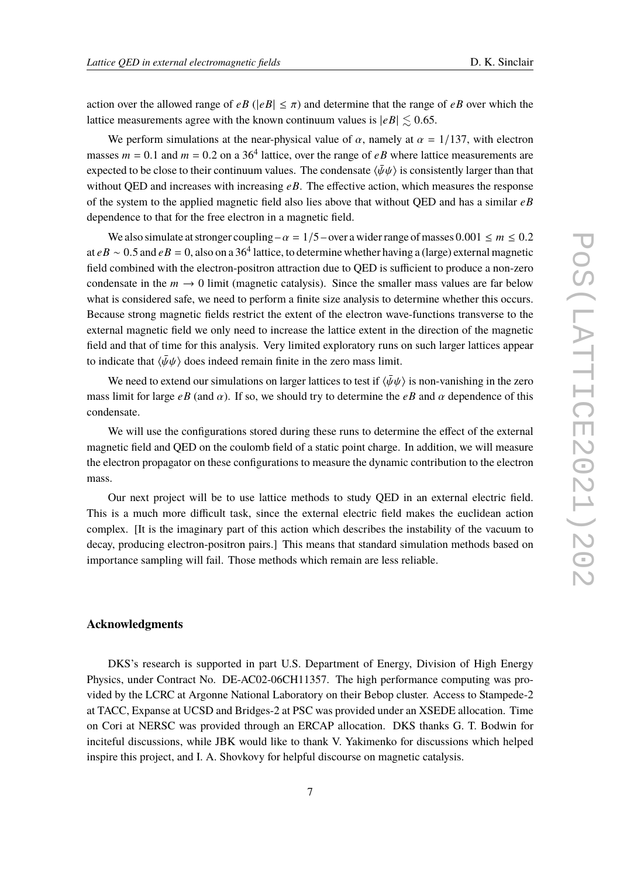action over the allowed range of $eB$ ($|eB| \leq \pi$) and determine that the range of $eB$ over which the lattice measurements agree with the known continuum values is $|eB| \lesssim 0.65$.

We perform simulations at the near-physical value of $\alpha$, namely at $\alpha = 1/137$, with electron masses $m = 0.1$ and $m = 0.2$ on a $36^4$ lattice, over the range of $eB$ where lattice measurements are expected to be close to their continuum values. The condensate $\langle\bar{\psi}\psi\rangle$ is consistently larger than that without QED and increases with increasing $eB$. The effective action, which measures the response of the system to the applied magnetic field also lies above that without QED and has a similar $eB$ dependence to that for the free electron in a magnetic field.

We also simulate at stronger coupling – $\alpha = 1/5$ – over a wider range of masses $0.001 \leq m \leq 0.2$ at $eB \sim 0.5$ and $eB = 0$, also on a $36^4$ lattice, to determine whether having a (large) external magnetic field combined with the electron-positron attraction due to QED is sufficient to produce a non-zero condensate in the $m \to 0$ limit (magnetic catalysis). Since the smaller mass values are far below what is considered safe, we need to perform a finite size analysis to determine whether this occurs. Because strong magnetic fields restrict the extent of the electron wave-functions transverse to the external magnetic field we only need to increase the lattice extent in the direction of the magnetic field and that of time for this analysis. Very limited exploratory runs on such larger lattices appear to indicate that $\langle\bar{\psi}\psi\rangle$ does indeed remain finite in the zero mass limit.

We need to extend our simulations on larger lattices to test if $\langle\bar{\psi}\psi\rangle$ is non-vanishing in the zero mass limit for large $eB$ (and $\alpha$). If so, we should try to determine the $eB$ and $\alpha$ dependence of this condensate.

We will use the configurations stored during these runs to determine the effect of the external magnetic field and QED on the coulomb field of a static point charge. In addition, we will measure the electron propagator on these configurations to measure the dynamic contribution to the electron mass.

Our next project will be to use lattice methods to study QED in an external electric field. This is a much more difficult task, since the external electric field makes the euclidean action complex. [It is the imaginary part of this action which describes the instability of the vacuum to decay, producing electron-positron pairs.] This means that standard simulation methods based on importance sampling will fail. Those methods which remain are less reliable.

## Acknowledgments

DKS's research is supported in part U.S. Department of Energy, Division of High Energy Physics, under Contract No. DE-AC02-06CH11357. The high performance computing was provided by the LCRC at Argonne National Laboratory on their Bebop cluster. Access to Stampede-2 at TACC, Expanse at UCSD and Bridges-2 at PSC was provided under an XSEDE allocation. Time on Cori at NERSC was provided through an ERCAP allocation. DKS thanks G. T. Bodwin for inciteful discussions, while JBK would like to thank V. Yakimenko for discussions which helped inspire this project, and I. A. Shovkovy for helpful discourse on magnetic catalysis.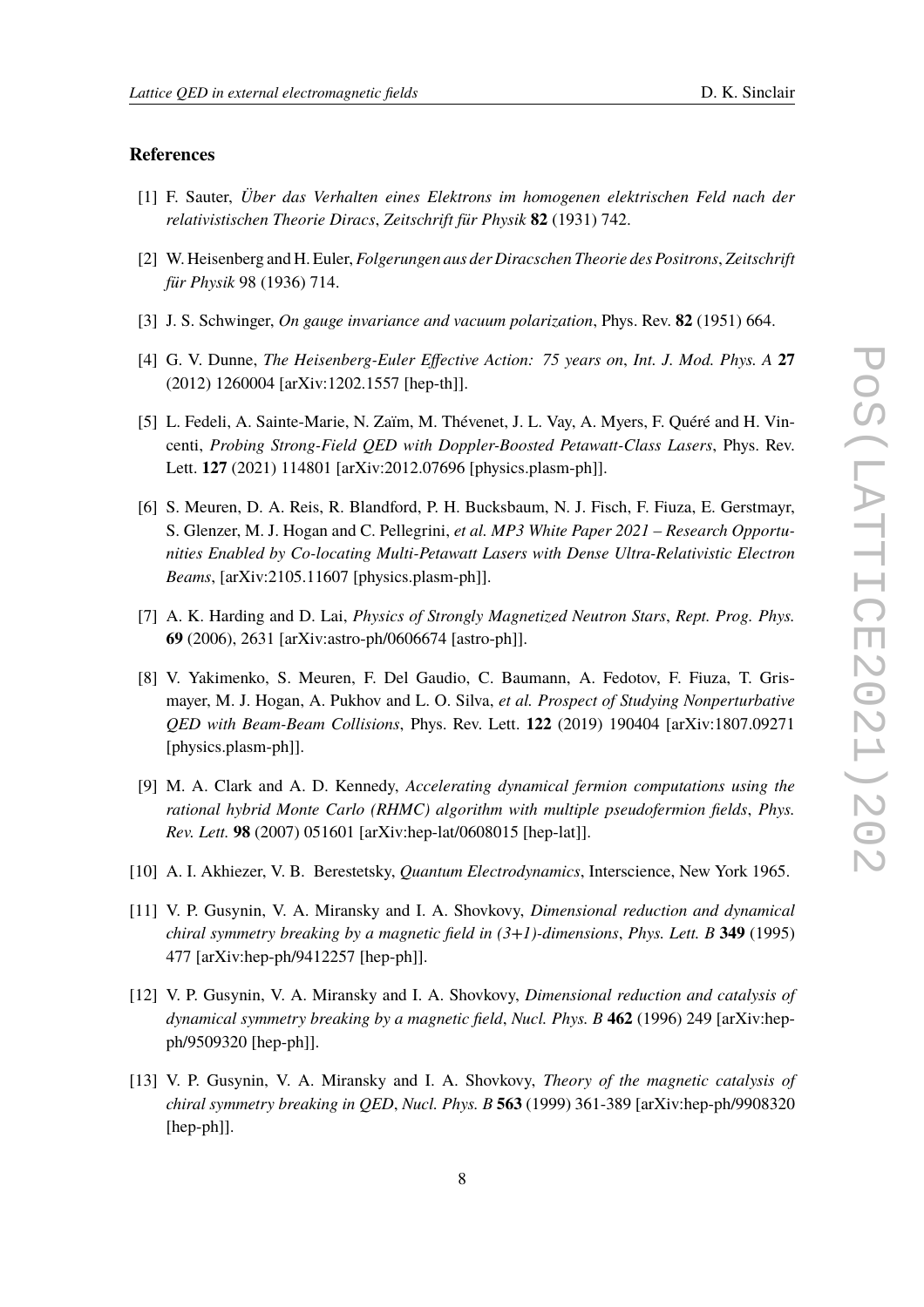## References

[1] F. Sauter, *Über das Verhalten eines Elektrons im homogenen elektrischen Feld nach der relativistischen Theorie Diracs*, *Zeitschrift für Physik* **82** (1931) 742.

[2] W. Heisenberg and H. Euler, *Folgerungen aus der Diracschen Theorie des Positrons*, *Zeitschrift für Physik* 98 (1936) 714.

[3] J. S. Schwinger, *On gauge invariance and vacuum polarization*, Phys. Rev. **82** (1951) 664.

[4] G. V. Dunne, *The Heisenberg-Euler Effective Action: 75 years on*, *Int. J. Mod. Phys. A* **27** (2012) 1260004 [arXiv:1202.1557 [hep-th]].

[5] L. Fedeli, A. Sainte-Marie, N. Zaïm, M. Thévenet, J. L. Vay, A. Myers, F. Quéré and H. Vincenti, *Probing Strong-Field QED with Doppler-Boosted Petawatt-Class Lasers*, Phys. Rev. Lett. **127** (2021) 114801 [arXiv:2012.07696 [physics.plasm-ph]].

[6] S. Meuren, D. A. Reis, R. Blandford, P. H. Bucksbaum, N. J. Fisch, F. Fiuza, E. Gerstmayr, S. Glenzer, M. J. Hogan and C. Pellegrini, *et al. MP3 White Paper 2021 – Research Opportunities Enabled by Co-locating Multi-Petawatt Lasers with Dense Ultra-Relativistic Electron Beams*, [arXiv:2105.11607 [physics.plasm-ph]].

[7] A. K. Harding and D. Lai, *Physics of Strongly Magnetized Neutron Stars*, *Rept. Prog. Phys.* **69** (2006), 2631 [arXiv:astro-ph/0606674 [astro-ph]].

[8] V. Yakimenko, S. Meuren, F. Del Gaudio, C. Baumann, A. Fedotov, F. Fiuza, T. Grismayer, M. J. Hogan, A. Pukhov and L. O. Silva, *et al. Prospect of Studying Nonperturbative QED with Beam-Beam Collisions*, Phys. Rev. Lett. **122** (2019) 190404 [arXiv:1807.09271 [physics.plasm-ph]].

[9] M. A. Clark and A. D. Kennedy, *Accelerating dynamical fermion computations using the rational hybrid Monte Carlo (RHMC) algorithm with multiple pseudofermion fields*, *Phys. Rev. Lett.* **98** (2007) 051601 [arXiv:hep-lat/0608015 [hep-lat]].

[10] A. I. Akhiezer, V. B. Berestetsky, *Quantum Electrodynamics*, Interscience, New York 1965.

[11] V. P. Gusynin, V. A. Miransky and I. A. Shovkovy, *Dimensional reduction and dynamical chiral symmetry breaking by a magnetic field in (3+1)-dimensions*, *Phys. Lett. B* **349** (1995) 477 [arXiv:hep-ph/9412257 [hep-ph]].

[12] V. P. Gusynin, V. A. Miransky and I. A. Shovkovy, *Dimensional reduction and catalysis of dynamical symmetry breaking by a magnetic field*, *Nucl. Phys. B* **462** (1996) 249 [arXiv:hep-ph/9509320 [hep-ph]].

[13] V. P. Gusynin, V. A. Miransky and I. A. Shovkovy, *Theory of the magnetic catalysis of chiral symmetry breaking in QED*, *Nucl. Phys. B* **563** (1999) 361-389 [arXiv:hep-ph/9908320 [hep-ph]].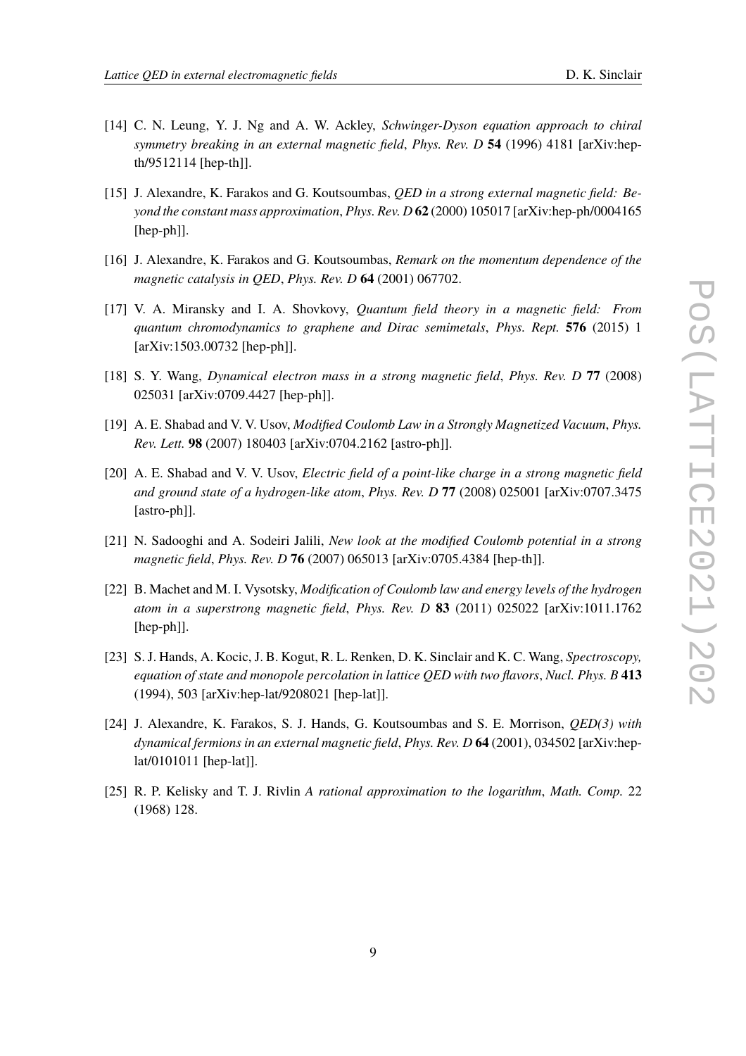[14] C. N. Leung, Y. J. Ng and A. W. Ackley, *Schwinger-Dyson equation approach to chiral symmetry breaking in an external magnetic field*, *Phys. Rev. D* **54** (1996) 4181 [arXiv:hep-th/9512114 [hep-th]].

[15] J. Alexandre, K. Farakos and G. Koutsoumbas, *QED in a strong external magnetic field: Beyond the constant mass approximation*, *Phys. Rev. D* **62** (2000) 105017 [arXiv:hep-ph/0004165 [hep-ph]].

[16] J. Alexandre, K. Farakos and G. Koutsoumbas, *Remark on the momentum dependence of the magnetic catalysis in QED*, *Phys. Rev. D* **64** (2001) 067702.

[17] V. A. Miransky and I. A. Shovkovy, *Quantum field theory in a magnetic field: From quantum chromodynamics to graphene and Dirac semimetals*, *Phys. Rept.* **576** (2015) 1 [arXiv:1503.00732 [hep-ph]].

[18] S. Y. Wang, *Dynamical electron mass in a strong magnetic field*, *Phys. Rev. D* **77** (2008) 025031 [arXiv:0709.4427 [hep-ph]].

[19] A. E. Shabad and V. V. Usov, *Modified Coulomb Law in a Strongly Magnetized Vacuum*, *Phys. Rev. Lett.* **98** (2007) 180403 [arXiv:0704.2162 [astro-ph]].

[20] A. E. Shabad and V. V. Usov, *Electric field of a point-like charge in a strong magnetic field and ground state of a hydrogen-like atom*, *Phys. Rev. D* **77** (2008) 025001 [arXiv:0707.3475 [astro-ph]].

[21] N. Sadooghi and A. Sodeiri Jalili, *New look at the modified Coulomb potential in a strong magnetic field*, *Phys. Rev. D* **76** (2007) 065013 [arXiv:0705.4384 [hep-th]].

[22] B. Machet and M. I. Vysotsky, *Modification of Coulomb law and energy levels of the hydrogen atom in a superstrong magnetic field*, *Phys. Rev. D* **83** (2011) 025022 [arXiv:1011.1762 [hep-ph]].

[23] S. J. Hands, A. Kocic, J. B. Kogut, R. L. Renken, D. K. Sinclair and K. C. Wang, *Spectroscopy, equation of state and monopole percolation in lattice QED with two flavors*, *Nucl. Phys. B* **413** (1994), 503 [arXiv:hep-lat/9208021 [hep-lat]].

[24] J. Alexandre, K. Farakos, S. J. Hands, G. Koutsoumbas and S. E. Morrison, *QED(3) with dynamical fermions in an external magnetic field*, *Phys. Rev. D* **64** (2001), 034502 [arXiv:hep-lat/0101011 [hep-lat]].

[25] R. P. Kelisky and T. J. Rivlin *A rational approximation to the logarithm*, *Math. Comp.* 22 (1968) 128.